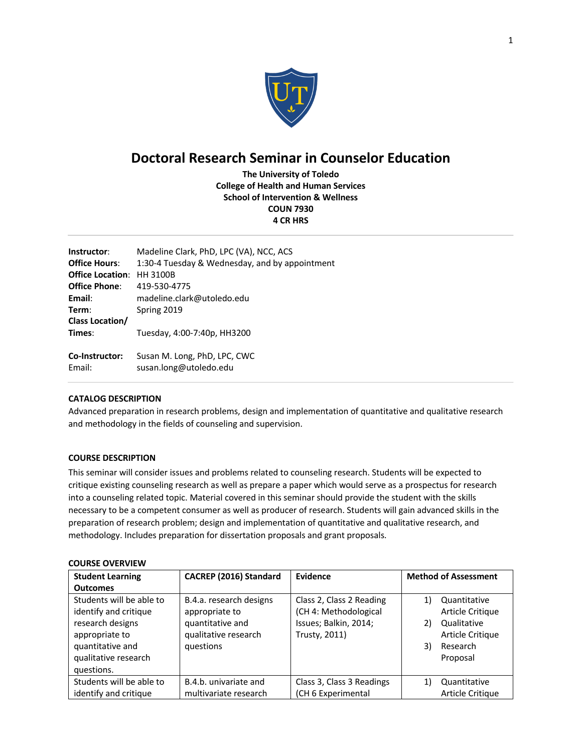# Doctoral Research Seminar in Counselor Education

**The University of Toledo**
**College of Health and Human Services**
**School of Intervention & Wellness**
**COUN 7930**
**4 CR HRS**

---

**Instructor**: Madeline Clark, PhD, LPC (VA), NCC, ACS
**Office Hours**: 1:30-4 Tuesday & Wednesday, and by appointment
**Office Location**: HH 3100B
**Office Phone**: 419-530-4775
**Email**: madeline.clark@utoledo.edu
**Term**: Spring 2019
**Class Location/ Times**: Tuesday, 4:00-7:40p, HH3200

**Co-Instructor:** Susan M. Long, PhD, LPC, CWC
Email: susan.long@utoledo.edu

---

**CATALOG DESCRIPTION**

Advanced preparation in research problems, design and implementation of quantitative and qualitative research and methodology in the fields of counseling and supervision.

**COURSE DESCRIPTION**

This seminar will consider issues and problems related to counseling research. Students will be expected to critique existing counseling research as well as prepare a paper which would serve as a prospectus for research into a counseling related topic. Material covered in this seminar should provide the student with the skills necessary to be a competent consumer as well as producer of research. Students will gain advanced skills in the preparation of research problem; design and implementation of quantitative and qualitative research, and methodology. Includes preparation for dissertation proposals and grant proposals.

**COURSE OVERVIEW**

| Student Learning Outcomes | CACREP (2016) Standard | Evidence | Method of Assessment |
|---|---|---|---|
| Students will be able to identify and critique research designs appropriate to quantitative and qualitative research questions. | B.4.a. research designs appropriate to quantitative and qualitative research questions | Class 2, Class 2 Reading (CH 4: Methodological Issues; Balkin, 2014; Trusty, 2011) | 1) Quantitative Article Critique 2) Qualitative Article Critique 3) Research Proposal |
| Students will be able to identify and critique | B.4.b. univariate and multivariate research | Class 3, Class 3 Readings (CH 6 Experimental | 1) Quantitative Article Critique |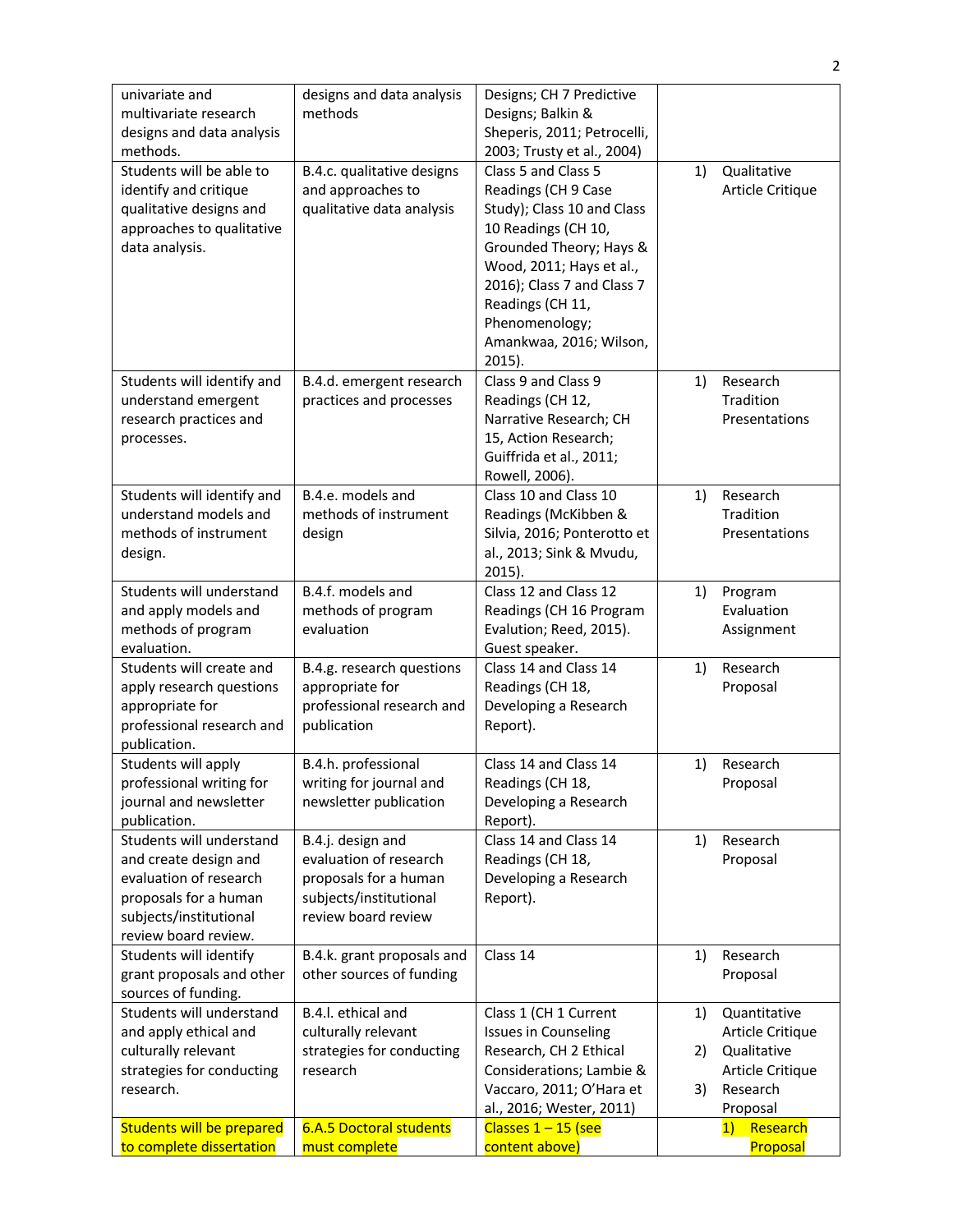| | | | |
|---|---|---|---|
| univariate and multivariate research designs and data analysis methods. | designs and data analysis methods | Designs; CH 7 Predictive Designs; Balkin & Sheperis, 2011; Petrocelli, 2003; Trusty et al., 2004) | |
| Students will be able to identify and critique qualitative designs and approaches to qualitative data analysis. | B.4.c. qualitative designs and approaches to qualitative data analysis | Class 5 and Class 5 Readings (CH 9 Case Study); Class 10 and Class 10 Readings (CH 10, Grounded Theory; Hays & Wood, 2011; Hays et al., 2016); Class 7 and Class 7 Readings (CH 11, Phenomenology; Amankwaa, 2016; Wilson, 2015). | 1) Qualitative Article Critique |
| Students will identify and understand emergent research practices and processes. | B.4.d. emergent research practices and processes | Class 9 and Class 9 Readings (CH 12, Narrative Research; CH 15, Action Research; Guiffrida et al., 2011; Rowell, 2006). | 1) Research Tradition Presentations |
| Students will identify and understand models and methods of instrument design. | B.4.e. models and methods of instrument design | Class 10 and Class 10 Readings (McKibben & Silvia, 2016; Ponterotto et al., 2013; Sink & Mvudu, 2015). | 1) Research Tradition Presentations |
| Students will understand and apply models and methods of program evaluation. | B.4.f. models and methods of program evaluation | Class 12 and Class 12 Readings (CH 16 Program Evalution; Reed, 2015). Guest speaker. | 1) Program Evaluation Assignment |
| Students will create and apply research questions appropriate for professional research and publication. | B.4.g. research questions appropriate for professional research and publication | Class 14 and Class 14 Readings (CH 18, Developing a Research Report). | 1) Research Proposal |
| Students will apply professional writing for journal and newsletter publication. | B.4.h. professional writing for journal and newsletter publication | Class 14 and Class 14 Readings (CH 18, Developing a Research Report). | 1) Research Proposal |
| Students will understand and create design and evaluation of research proposals for a human subjects/institutional review board review. | B.4.j. design and evaluation of research proposals for a human subjects/institutional review board review | Class 14 and Class 14 Readings (CH 18, Developing a Research Report). | 1) Research Proposal |
| Students will identify grant proposals and other sources of funding. | B.4.k. grant proposals and other sources of funding | Class 14 | 1) Research Proposal |
| Students will understand and apply ethical and culturally relevant strategies for conducting research. | B.4.l. ethical and culturally relevant strategies for conducting research | Class 1 (CH 1 Current Issues in Counseling Research, CH 2 Ethical Considerations; Lambie & Vaccaro, 2011; O'Hara et al., 2016; Wester, 2011) | 1) Quantitative Article Critique<br>2) Qualitative Article Critique<br>3) Research Proposal |
| Students will be prepared to complete dissertation | 6.A.5 Doctoral students must complete | Classes 1 – 15 (see content above) | 1) Research Proposal |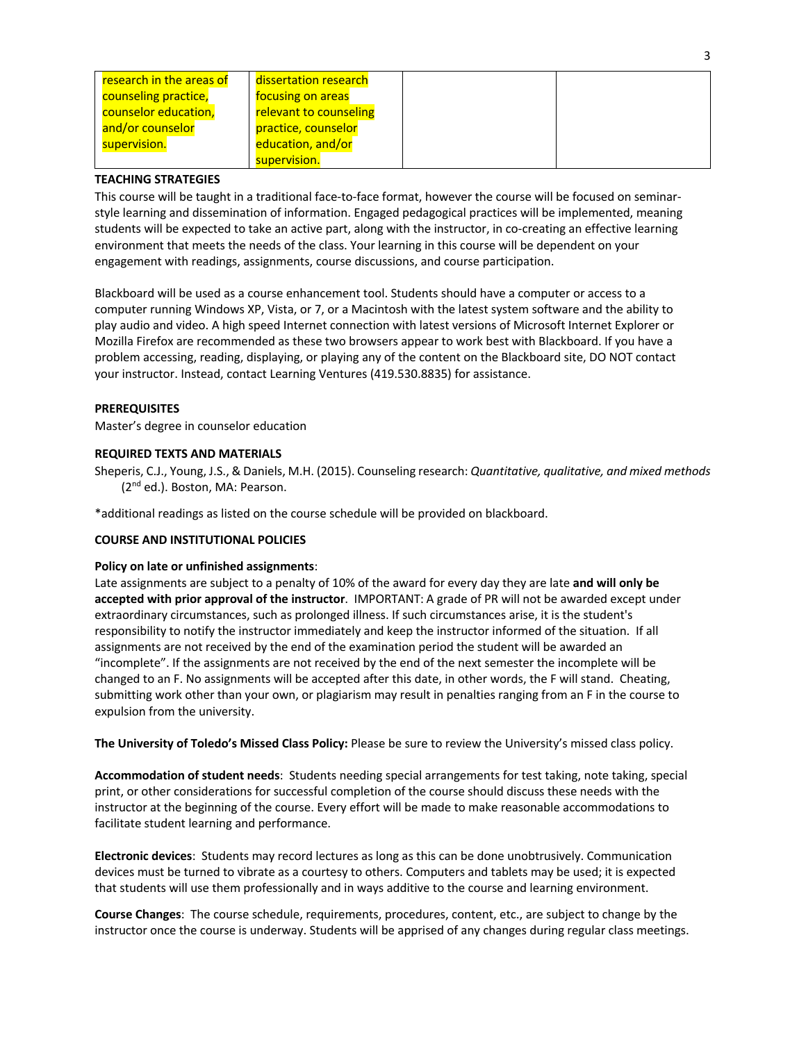| research in the areas of counseling practice, counselor education, and/or counselor supervision. | dissertation research focusing on areas relevant to counseling practice, counselor education, and/or supervision. | | |
|---|---|---|---|

**TEACHING STRATEGIES**

This course will be taught in a traditional face-to-face format, however the course will be focused on seminar-style learning and dissemination of information. Engaged pedagogical practices will be implemented, meaning students will be expected to take an active part, along with the instructor, in co-creating an effective learning environment that meets the needs of the class. Your learning in this course will be dependent on your engagement with readings, assignments, course discussions, and course participation.

Blackboard will be used as a course enhancement tool. Students should have a computer or access to a computer running Windows XP, Vista, or 7, or a Macintosh with the latest system software and the ability to play audio and video. A high speed Internet connection with latest versions of Microsoft Internet Explorer or Mozilla Firefox are recommended as these two browsers appear to work best with Blackboard. If you have a problem accessing, reading, displaying, or playing any of the content on the Blackboard site, DO NOT contact your instructor. Instead, contact Learning Ventures (419.530.8835) for assistance.

**PREREQUISITES**

Master's degree in counselor education

**REQUIRED TEXTS AND MATERIALS**

Sheperis, C.J., Young, J.S., & Daniels, M.H. (2015). Counseling research: *Quantitative, qualitative, and mixed methods* (2nd ed.). Boston, MA: Pearson.

*additional readings as listed on the course schedule will be provided on blackboard.

**COURSE AND INSTITUTIONAL POLICIES**

**Policy on late or unfinished assignments**:

Late assignments are subject to a penalty of 10% of the award for every day they are late **and will only be accepted with prior approval of the instructor**. IMPORTANT: A grade of PR will not be awarded except under extraordinary circumstances, such as prolonged illness. If such circumstances arise, it is the student's responsibility to notify the instructor immediately and keep the instructor informed of the situation. If all assignments are not received by the end of the examination period the student will be awarded an "incomplete". If the assignments are not received by the end of the next semester the incomplete will be changed to an F. No assignments will be accepted after this date, in other words, the F will stand. Cheating, submitting work other than your own, or plagiarism may result in penalties ranging from an F in the course to expulsion from the university.

**The University of Toledo's Missed Class Policy:** Please be sure to review the University's missed class policy.

**Accommodation of student needs**: Students needing special arrangements for test taking, note taking, special print, or other considerations for successful completion of the course should discuss these needs with the instructor at the beginning of the course. Every effort will be made to make reasonable accommodations to facilitate student learning and performance.

**Electronic devices**: Students may record lectures as long as this can be done unobtrusively. Communication devices must be turned to vibrate as a courtesy to others. Computers and tablets may be used; it is expected that students will use them professionally and in ways additive to the course and learning environment.

**Course Changes**: The course schedule, requirements, procedures, content, etc., are subject to change by the instructor once the course is underway. Students will be apprised of any changes during regular class meetings.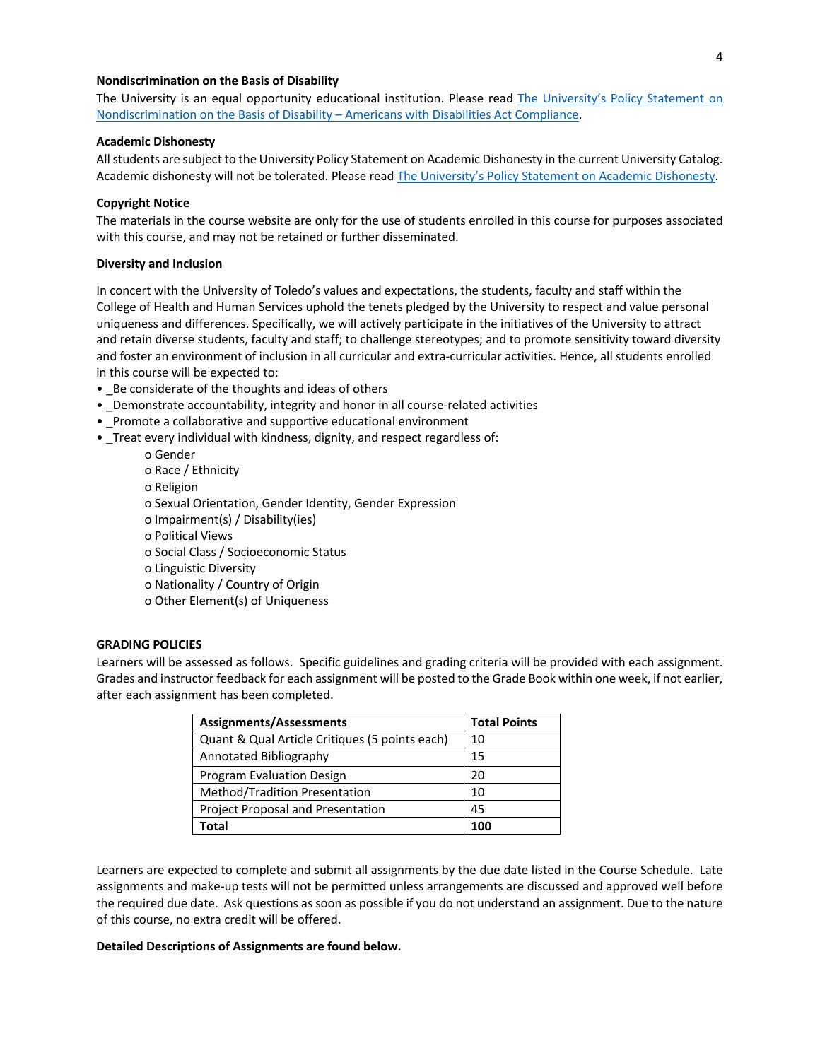**Nondiscrimination on the Basis of Disability**

The University is an equal opportunity educational institution. Please read [The University's Policy Statement on Nondiscrimination on the Basis of Disability – Americans with Disabilities Act Compliance]().

**Academic Dishonesty**

All students are subject to the University Policy Statement on Academic Dishonesty in the current University Catalog. Academic dishonesty will not be tolerated. Please read [The University's Policy Statement on Academic Dishonesty]().

**Copyright Notice**

The materials in the course website are only for the use of students enrolled in this course for purposes associated with this course, and may not be retained or further disseminated.

**Diversity and Inclusion**

In concert with the University of Toledo's values and expectations, the students, faculty and staff within the College of Health and Human Services uphold the tenets pledged by the University to respect and value personal uniqueness and differences. Specifically, we will actively participate in the initiatives of the University to attract and retain diverse students, faculty and staff; to challenge stereotypes; and to promote sensitivity toward diversity and foster an environment of inclusion in all curricular and extra-curricular activities. Hence, all students enrolled in this course will be expected to:

- _Be considerate of the thoughts and ideas of others
- _Demonstrate accountability, integrity and honor in all course-related activities
- _Promote a collaborative and supportive educational environment
- _Treat every individual with kindness, dignity, and respect regardless of:
    - Gender
    - Race / Ethnicity
    - Religion
    - Sexual Orientation, Gender Identity, Gender Expression
    - Impairment(s) / Disability(ies)
    - Political Views
    - Social Class / Socioeconomic Status
    - Linguistic Diversity
    - Nationality / Country of Origin
    - Other Element(s) of Uniqueness

**GRADING POLICIES**

Learners will be assessed as follows. Specific guidelines and grading criteria will be provided with each assignment. Grades and instructor feedback for each assignment will be posted to the Grade Book within one week, if not earlier, after each assignment has been completed.

| Assignments/Assessments | Total Points |
|---|---|
| Quant & Qual Article Critiques (5 points each) | 10 |
| Annotated Bibliography | 15 |
| Program Evaluation Design | 20 |
| Method/Tradition Presentation | 10 |
| Project Proposal and Presentation | 45 |
| **Total** | **100** |

Learners are expected to complete and submit all assignments by the due date listed in the Course Schedule. Late assignments and make-up tests will not be permitted unless arrangements are discussed and approved well before the required due date. Ask questions as soon as possible if you do not understand an assignment. Due to the nature of this course, no extra credit will be offered.

**Detailed Descriptions of Assignments are found below.**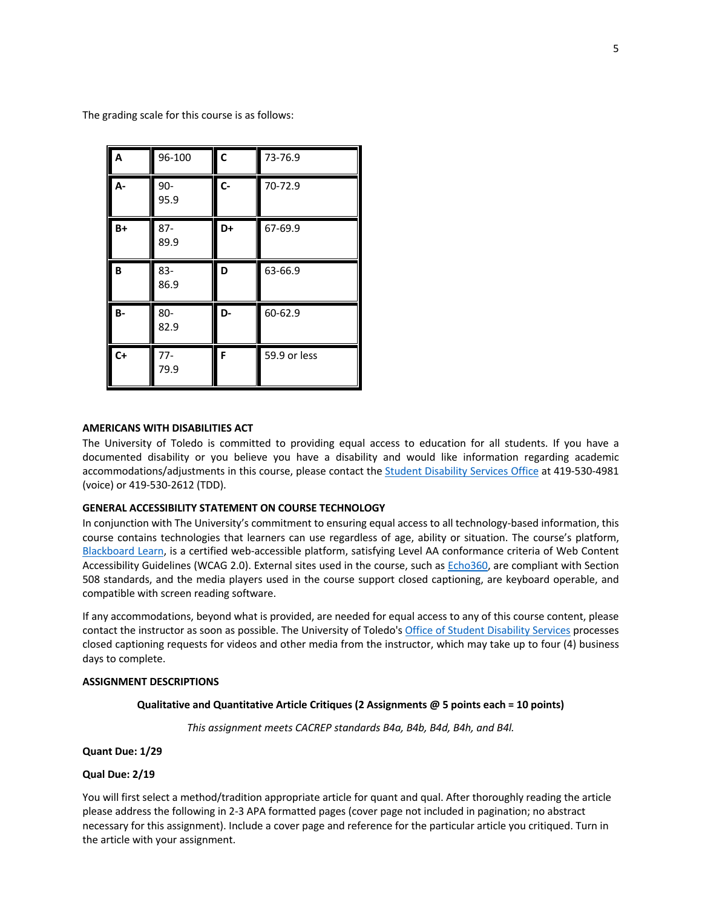The grading scale for this course is as follows:

| A | 96-100 | C | 73-76.9 |
|---|---|---|---|
| A- | 90-95.9 | C- | 70-72.9 |
| B+ | 87-89.9 | D+ | 67-69.9 |
| B | 83-86.9 | D | 63-66.9 |
| B- | 80-82.9 | D- | 60-62.9 |
| C+ | 77-79.9 | F | 59.9 or less |

**AMERICANS WITH DISABILITIES ACT**

The University of Toledo is committed to providing equal access to education for all students. If you have a documented disability or you believe you have a disability and would like information regarding academic accommodations/adjustments in this course, please contact the Student Disability Services Office at 419-530-4981 (voice) or 419-530-2612 (TDD).

**GENERAL ACCESSIBILITY STATEMENT ON COURSE TECHNOLOGY**

In conjunction with The University's commitment to ensuring equal access to all technology-based information, this course contains technologies that learners can use regardless of age, ability or situation. The course's platform, Blackboard Learn, is a certified web-accessible platform, satisfying Level AA conformance criteria of Web Content Accessibility Guidelines (WCAG 2.0). External sites used in the course, such as Echo360, are compliant with Section 508 standards, and the media players used in the course support closed captioning, are keyboard operable, and compatible with screen reading software.

If any accommodations, beyond what is provided, are needed for equal access to any of this course content, please contact the instructor as soon as possible. The University of Toledo's Office of Student Disability Services processes closed captioning requests for videos and other media from the instructor, which may take up to four (4) business days to complete.

**ASSIGNMENT DESCRIPTIONS**

**Qualitative and Quantitative Article Critiques (2 Assignments @ 5 points each = 10 points)**

*This assignment meets CACREP standards B4a, B4b, B4d, B4h, and B4l.*

**Quant Due: 1/29**

**Qual Due: 2/19**

You will first select a method/tradition appropriate article for quant and qual. After thoroughly reading the article please address the following in 2-3 APA formatted pages (cover page not included in pagination; no abstract necessary for this assignment). Include a cover page and reference for the particular article you critiqued. Turn in the article with your assignment.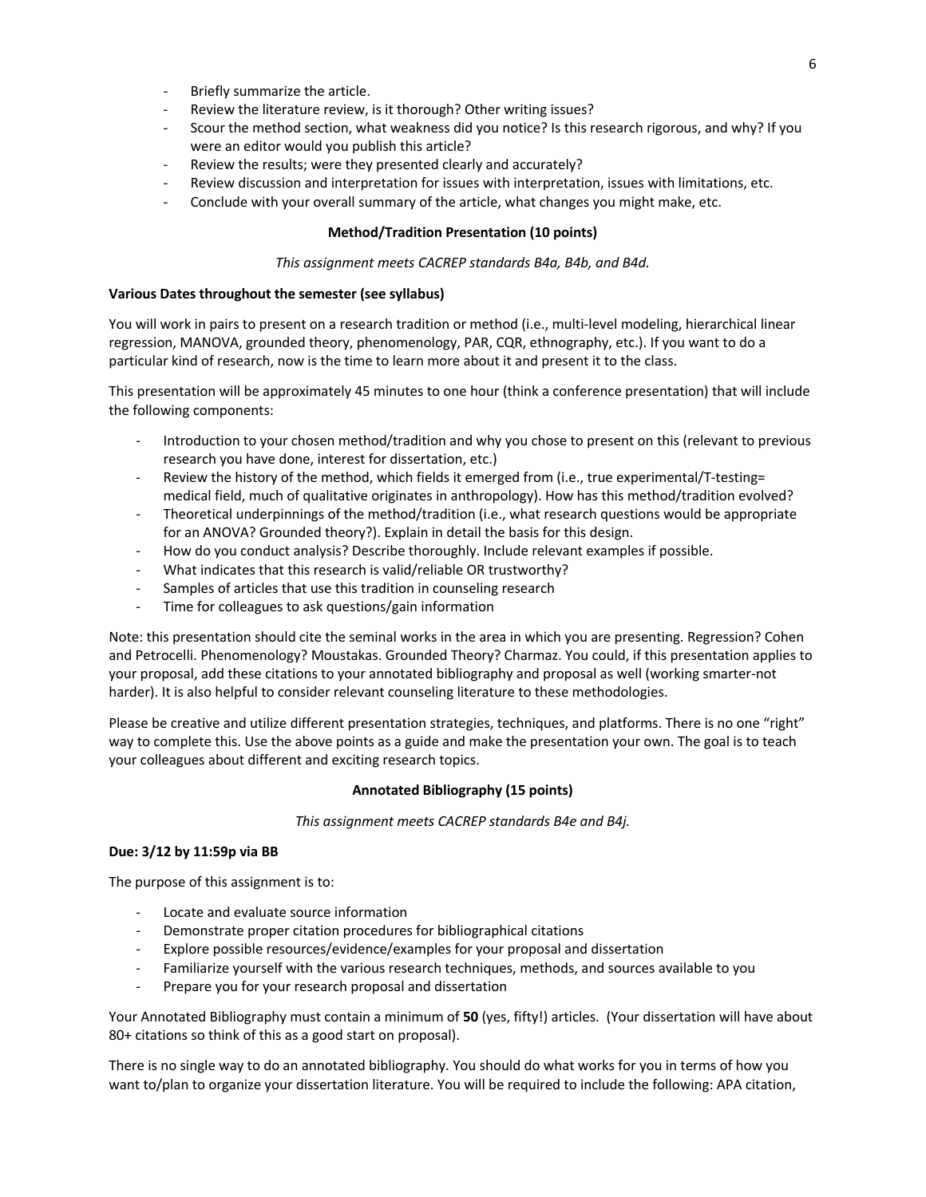- Briefly summarize the article.
- Review the literature review, is it thorough? Other writing issues?
- Scour the method section, what weakness did you notice? Is this research rigorous, and why? If you were an editor would you publish this article?
- Review the results; were they presented clearly and accurately?
- Review discussion and interpretation for issues with interpretation, issues with limitations, etc.
- Conclude with your overall summary of the article, what changes you might make, etc.

## Method/Tradition Presentation (10 points)

*This assignment meets CACREP standards B4a, B4b, and B4d.*

**Various Dates throughout the semester (see syllabus)**

You will work in pairs to present on a research tradition or method (i.e., multi-level modeling, hierarchical linear regression, MANOVA, grounded theory, phenomenology, PAR, CQR, ethnography, etc.). If you want to do a particular kind of research, now is the time to learn more about it and present it to the class.

This presentation will be approximately 45 minutes to one hour (think a conference presentation) that will include the following components:

- Introduction to your chosen method/tradition and why you chose to present on this (relevant to previous research you have done, interest for dissertation, etc.)
- Review the history of the method, which fields it emerged from (i.e., true experimental/T-testing= medical field, much of qualitative originates in anthropology). How has this method/tradition evolved?
- Theoretical underpinnings of the method/tradition (i.e., what research questions would be appropriate for an ANOVA? Grounded theory?). Explain in detail the basis for this design.
- How do you conduct analysis? Describe thoroughly. Include relevant examples if possible.
- What indicates that this research is valid/reliable OR trustworthy?
- Samples of articles that use this tradition in counseling research
- Time for colleagues to ask questions/gain information

Note: this presentation should cite the seminal works in the area in which you are presenting. Regression? Cohen and Petrocelli. Phenomenology? Moustakas. Grounded Theory? Charmaz. You could, if this presentation applies to your proposal, add these citations to your annotated bibliography and proposal as well (working smarter-not harder). It is also helpful to consider relevant counseling literature to these methodologies.

Please be creative and utilize different presentation strategies, techniques, and platforms. There is no one "right" way to complete this. Use the above points as a guide and make the presentation your own. The goal is to teach your colleagues about different and exciting research topics.

## Annotated Bibliography (15 points)

*This assignment meets CACREP standards B4e and B4j.*

**Due: 3/12 by 11:59p via BB**

The purpose of this assignment is to:

- Locate and evaluate source information
- Demonstrate proper citation procedures for bibliographical citations
- Explore possible resources/evidence/examples for your proposal and dissertation
- Familiarize yourself with the various research techniques, methods, and sources available to you
- Prepare you for your research proposal and dissertation

Your Annotated Bibliography must contain a minimum of **50** (yes, fifty!) articles. (Your dissertation will have about 80+ citations so think of this as a good start on proposal).

There is no single way to do an annotated bibliography. You should do what works for you in terms of how you want to/plan to organize your dissertation literature. You will be required to include the following: APA citation,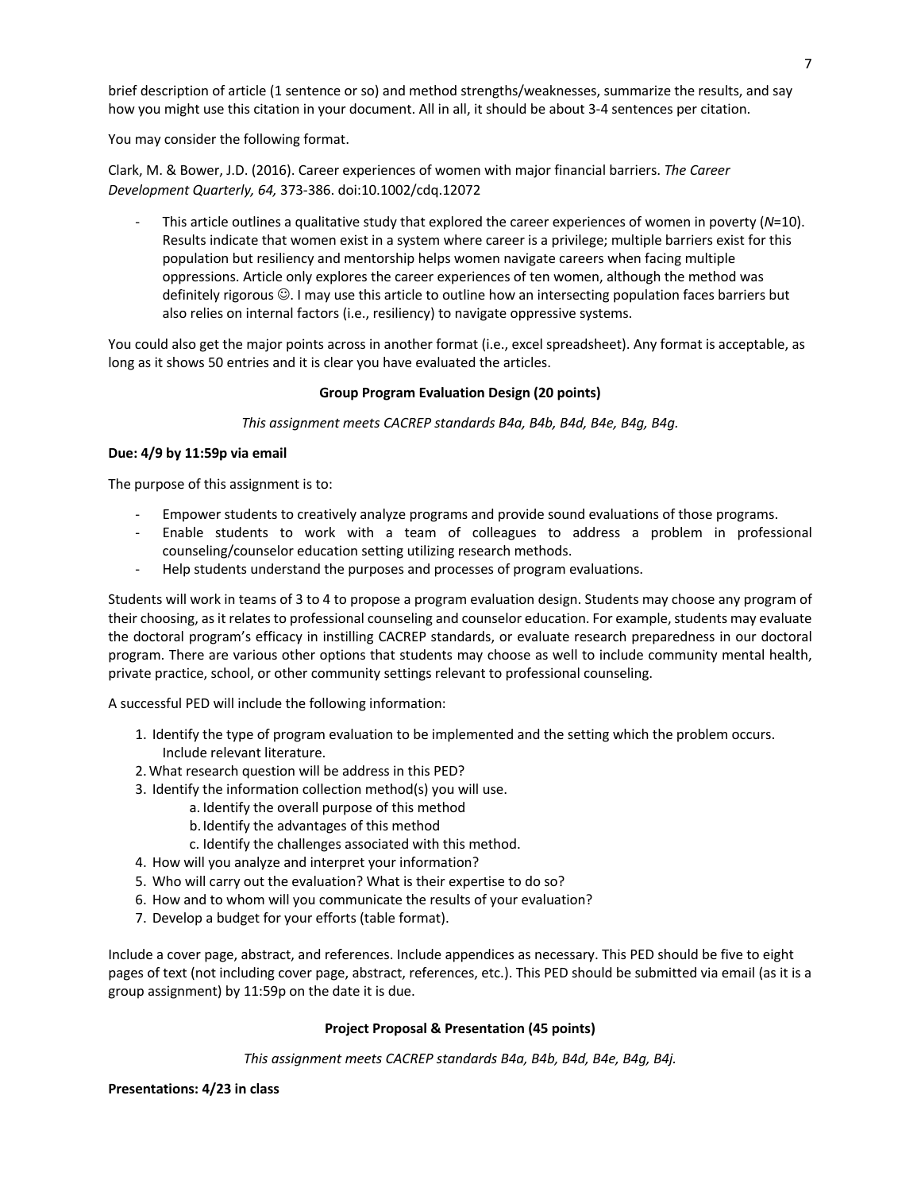brief description of article (1 sentence or so) and method strengths/weaknesses, summarize the results, and say how you might use this citation in your document. All in all, it should be about 3-4 sentences per citation.

You may consider the following format.

Clark, M. & Bower, J.D. (2016). Career experiences of women with major financial barriers. *The Career Development Quarterly, 64,* 373-386. doi:10.1002/cdq.12072

- This article outlines a qualitative study that explored the career experiences of women in poverty (*N*=10). Results indicate that women exist in a system where career is a privilege; multiple barriers exist for this population but resiliency and mentorship helps women navigate careers when facing multiple oppressions. Article only explores the career experiences of ten women, although the method was definitely rigorous ☺. I may use this article to outline how an intersecting population faces barriers but also relies on internal factors (i.e., resiliency) to navigate oppressive systems.

You could also get the major points across in another format (i.e., excel spreadsheet). Any format is acceptable, as long as it shows 50 entries and it is clear you have evaluated the articles.

**Group Program Evaluation Design (20 points)**

*This assignment meets CACREP standards B4a, B4b, B4d, B4e, B4g, B4g.*

**Due: 4/9 by 11:59p via email**

The purpose of this assignment is to:

- Empower students to creatively analyze programs and provide sound evaluations of those programs.
- Enable students to work with a team of colleagues to address a problem in professional counseling/counselor education setting utilizing research methods.
- Help students understand the purposes and processes of program evaluations.

Students will work in teams of 3 to 4 to propose a program evaluation design. Students may choose any program of their choosing, as it relates to professional counseling and counselor education. For example, students may evaluate the doctoral program's efficacy in instilling CACREP standards, or evaluate research preparedness in our doctoral program. There are various other options that students may choose as well to include community mental health, private practice, school, or other community settings relevant to professional counseling.

A successful PED will include the following information:

1. Identify the type of program evaluation to be implemented and the setting which the problem occurs. Include relevant literature.
2. What research question will be address in this PED?
3. Identify the information collection method(s) you will use.
    a. Identify the overall purpose of this method
    b. Identify the advantages of this method
    c. Identify the challenges associated with this method.
4. How will you analyze and interpret your information?
5. Who will carry out the evaluation? What is their expertise to do so?
6. How and to whom will you communicate the results of your evaluation?
7. Develop a budget for your efforts (table format).

Include a cover page, abstract, and references. Include appendices as necessary. This PED should be five to eight pages of text (not including cover page, abstract, references, etc.). This PED should be submitted via email (as it is a group assignment) by 11:59p on the date it is due.

**Project Proposal & Presentation (45 points)**

*This assignment meets CACREP standards B4a, B4b, B4d, B4e, B4g, B4j.*

**Presentations: 4/23 in class**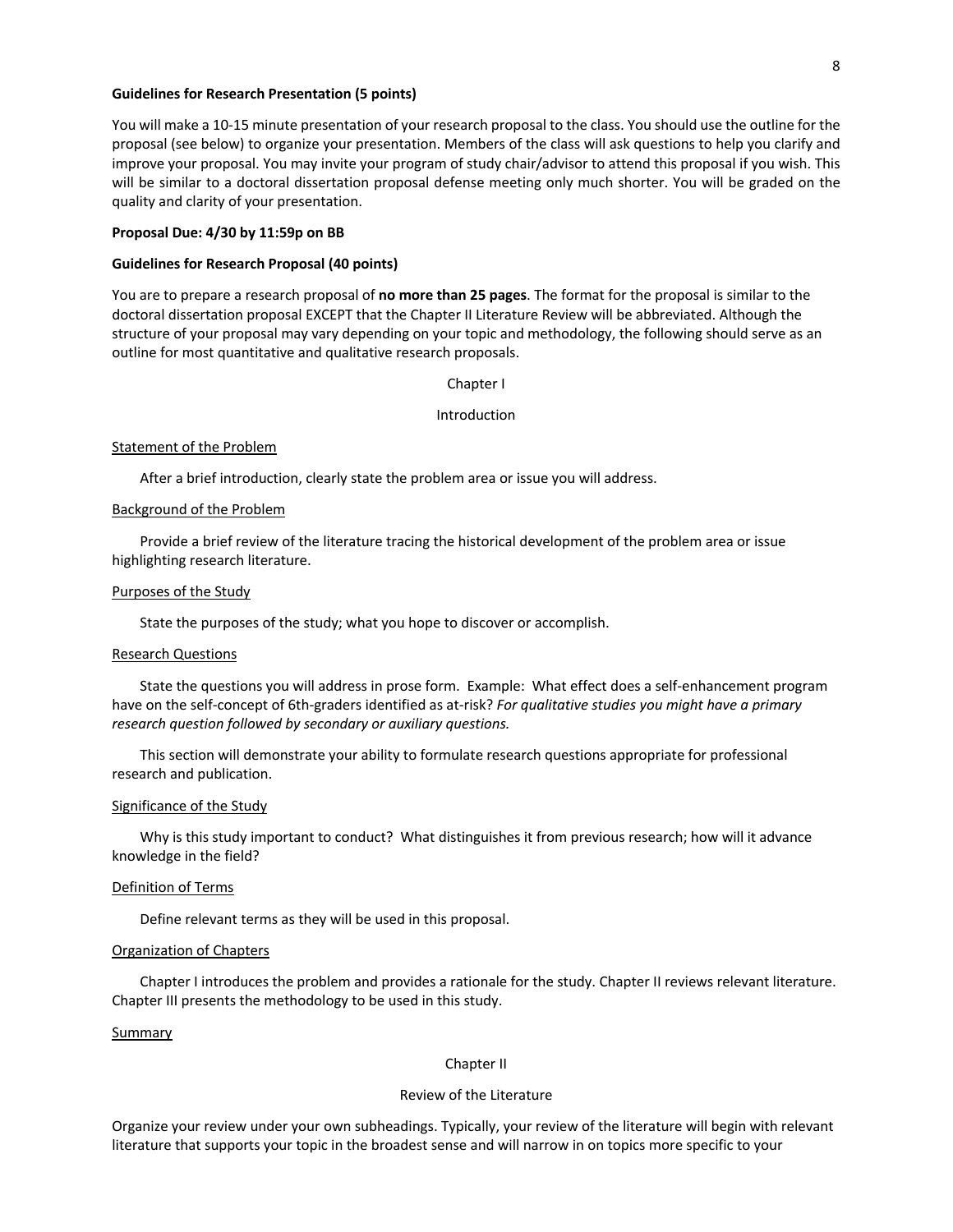**Guidelines for Research Presentation (5 points)**

You will make a 10-15 minute presentation of your research proposal to the class. You should use the outline for the proposal (see below) to organize your presentation. Members of the class will ask questions to help you clarify and improve your proposal. You may invite your program of study chair/advisor to attend this proposal if you wish. This will be similar to a doctoral dissertation proposal defense meeting only much shorter. You will be graded on the quality and clarity of your presentation.

**Proposal Due: 4/30 by 11:59p on BB**

**Guidelines for Research Proposal (40 points)**

You are to prepare a research proposal of **no more than 25 pages**. The format for the proposal is similar to the doctoral dissertation proposal EXCEPT that the Chapter II Literature Review will be abbreviated. Although the structure of your proposal may vary depending on your topic and methodology, the following should serve as an outline for most quantitative and qualitative research proposals.

Chapter I

Introduction

Statement of the Problem

After a brief introduction, clearly state the problem area or issue you will address.

Background of the Problem

Provide a brief review of the literature tracing the historical development of the problem area or issue highlighting research literature.

Purposes of the Study

State the purposes of the study; what you hope to discover or accomplish.

Research Questions

State the questions you will address in prose form. Example: What effect does a self-enhancement program have on the self-concept of 6th-graders identified as at-risk? *For qualitative studies you might have a primary research question followed by secondary or auxiliary questions.*

This section will demonstrate your ability to formulate research questions appropriate for professional research and publication.

Significance of the Study

Why is this study important to conduct? What distinguishes it from previous research; how will it advance knowledge in the field?

Definition of Terms

Define relevant terms as they will be used in this proposal.

Organization of Chapters

Chapter I introduces the problem and provides a rationale for the study. Chapter II reviews relevant literature. Chapter III presents the methodology to be used in this study.

Summary

Chapter II

Review of the Literature

Organize your review under your own subheadings. Typically, your review of the literature will begin with relevant literature that supports your topic in the broadest sense and will narrow in on topics more specific to your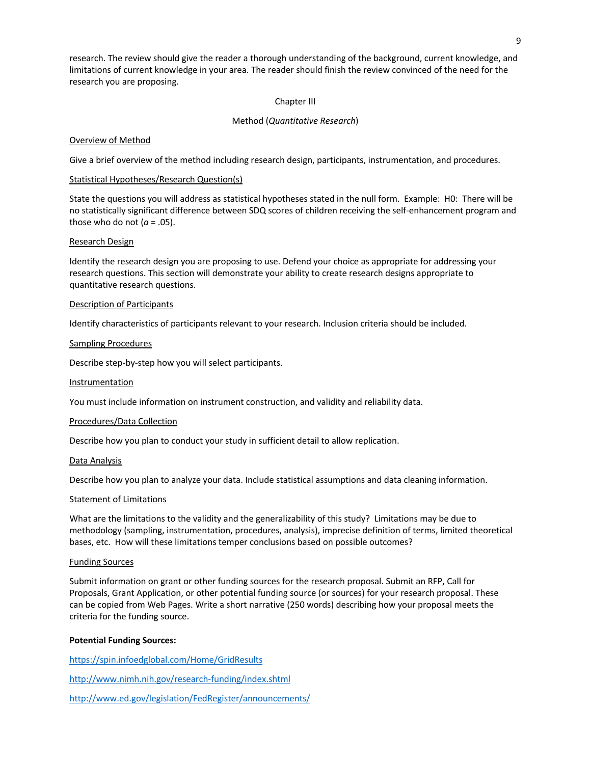research. The review should give the reader a thorough understanding of the background, current knowledge, and limitations of current knowledge in your area. The reader should finish the review convinced of the need for the research you are proposing.

## Chapter III

## Method (*Quantitative Research*)

### Overview of Method

Give a brief overview of the method including research design, participants, instrumentation, and procedures.

### Statistical Hypotheses/Research Question(s)

State the questions you will address as statistical hypotheses stated in the null form. Example: H0: There will be no statistically significant difference between SDQ scores of children receiving the self-enhancement program and those who do not ($a$ = .05).

### Research Design

Identify the research design you are proposing to use. Defend your choice as appropriate for addressing your research questions. This section will demonstrate your ability to create research designs appropriate to quantitative research questions.

### Description of Participants

Identify characteristics of participants relevant to your research. Inclusion criteria should be included.

### Sampling Procedures

Describe step-by-step how you will select participants.

### Instrumentation

You must include information on instrument construction, and validity and reliability data.

### Procedures/Data Collection

Describe how you plan to conduct your study in sufficient detail to allow replication.

### Data Analysis

Describe how you plan to analyze your data. Include statistical assumptions and data cleaning information.

### Statement of Limitations

What are the limitations to the validity and the generalizability of this study? Limitations may be due to methodology (sampling, instrumentation, procedures, analysis), imprecise definition of terms, limited theoretical bases, etc. How will these limitations temper conclusions based on possible outcomes?

### Funding Sources

Submit information on grant or other funding sources for the research proposal. Submit an RFP, Call for Proposals, Grant Application, or other potential funding source (or sources) for your research proposal. These can be copied from Web Pages. Write a short narrative (250 words) describing how your proposal meets the criteria for the funding source.

**Potential Funding Sources:**

https://spin.infoedglobal.com/Home/GridResults

http://www.nimh.nih.gov/research-funding/index.shtml

http://www.ed.gov/legislation/FedRegister/announcements/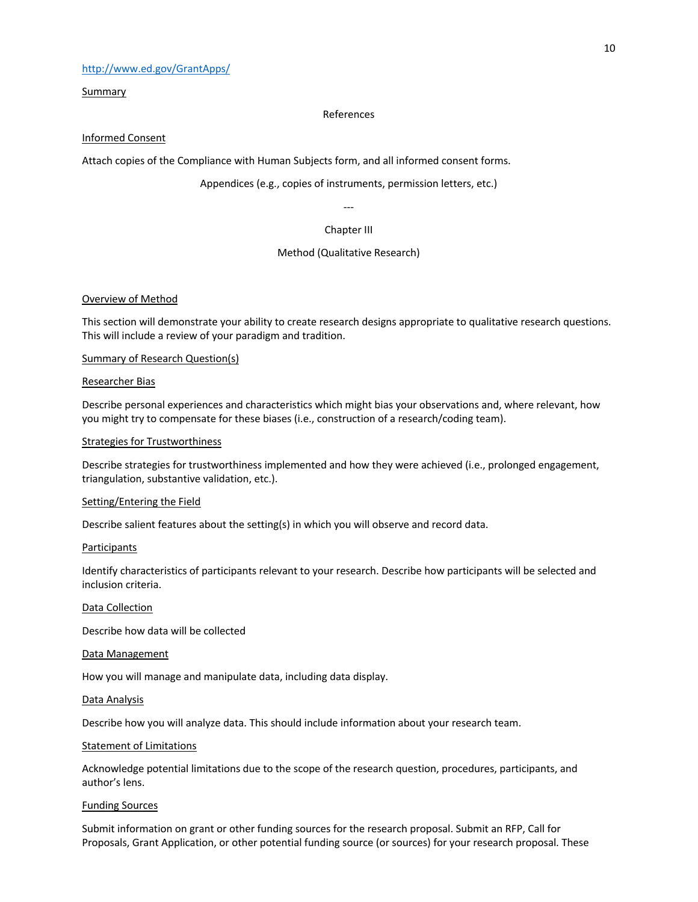http://www.ed.gov/GrantApps/

Summary

References

Informed Consent

Attach copies of the Compliance with Human Subjects form, and all informed consent forms.

Appendices (e.g., copies of instruments, permission letters, etc.)

---

# Chapter III

## Method (Qualitative Research)

Overview of Method

This section will demonstrate your ability to create research designs appropriate to qualitative research questions. This will include a review of your paradigm and tradition.

Summary of Research Question(s)

Researcher Bias

Describe personal experiences and characteristics which might bias your observations and, where relevant, how you might try to compensate for these biases (i.e., construction of a research/coding team).

Strategies for Trustworthiness

Describe strategies for trustworthiness implemented and how they were achieved (i.e., prolonged engagement, triangulation, substantive validation, etc.).

Setting/Entering the Field

Describe salient features about the setting(s) in which you will observe and record data.

Participants

Identify characteristics of participants relevant to your research. Describe how participants will be selected and inclusion criteria.

Data Collection

Describe how data will be collected

Data Management

How you will manage and manipulate data, including data display.

Data Analysis

Describe how you will analyze data. This should include information about your research team.

Statement of Limitations

Acknowledge potential limitations due to the scope of the research question, procedures, participants, and author's lens.

Funding Sources

Submit information on grant or other funding sources for the research proposal. Submit an RFP, Call for Proposals, Grant Application, or other potential funding source (or sources) for your research proposal. These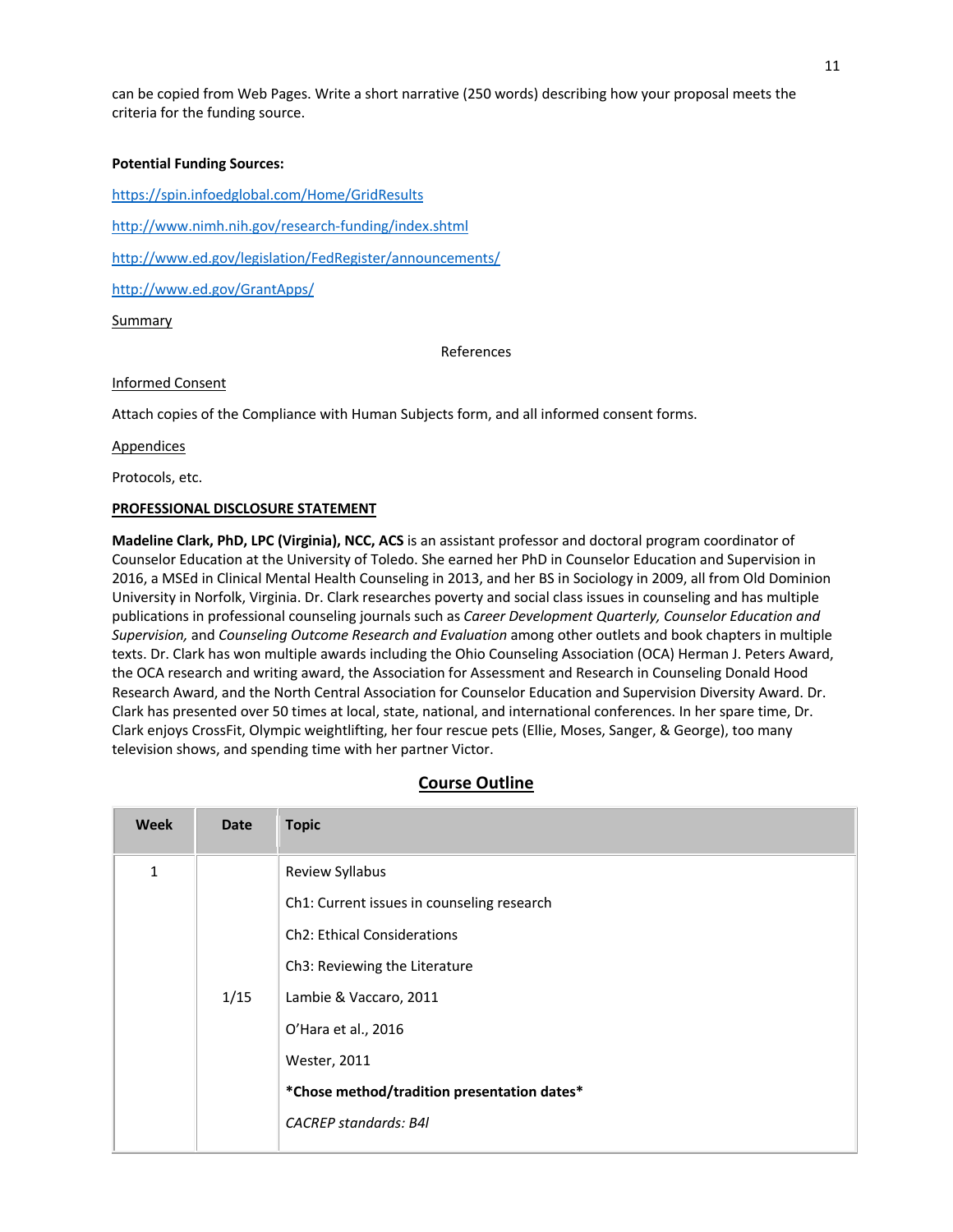can be copied from Web Pages. Write a short narrative (250 words) describing how your proposal meets the criteria for the funding source.

**Potential Funding Sources:**

https://spin.infoedglobal.com/Home/GridResults

http://www.nimh.nih.gov/research-funding/index.shtml

http://www.ed.gov/legislation/FedRegister/announcements/

http://www.ed.gov/GrantApps/

Summary

References

Informed Consent

Attach copies of the Compliance with Human Subjects form, and all informed consent forms.

Appendices

Protocols, etc.

**PROFESSIONAL DISCLOSURE STATEMENT**

**Madeline Clark, PhD, LPC (Virginia), NCC, ACS** is an assistant professor and doctoral program coordinator of Counselor Education at the University of Toledo. She earned her PhD in Counselor Education and Supervision in 2016, a MSEd in Clinical Mental Health Counseling in 2013, and her BS in Sociology in 2009, all from Old Dominion University in Norfolk, Virginia. Dr. Clark researches poverty and social class issues in counseling and has multiple publications in professional counseling journals such as *Career Development Quarterly, Counselor Education and Supervision,* and *Counseling Outcome Research and Evaluation* among other outlets and book chapters in multiple texts. Dr. Clark has won multiple awards including the Ohio Counseling Association (OCA) Herman J. Peters Award, the OCA research and writing award, the Association for Assessment and Research in Counseling Donald Hood Research Award, and the North Central Association for Counselor Education and Supervision Diversity Award. Dr. Clark has presented over 50 times at local, state, national, and international conferences. In her spare time, Dr. Clark enjoys CrossFit, Olympic weightlifting, her four rescue pets (Ellie, Moses, Sanger, & George), too many television shows, and spending time with her partner Victor.

## Course Outline

| Week | Date | Topic |
|---|---|---|
| 1 | 1/15 | Review Syllabus<br>Ch1: Current issues in counseling research<br>Ch2: Ethical Considerations<br>Ch3: Reviewing the Literature<br>Lambie & Vaccaro, 2011<br>O'Hara et al., 2016<br>Wester, 2011<br>**\*Chose method/tradition presentation dates\***<br>*CACREP standards: B4l* |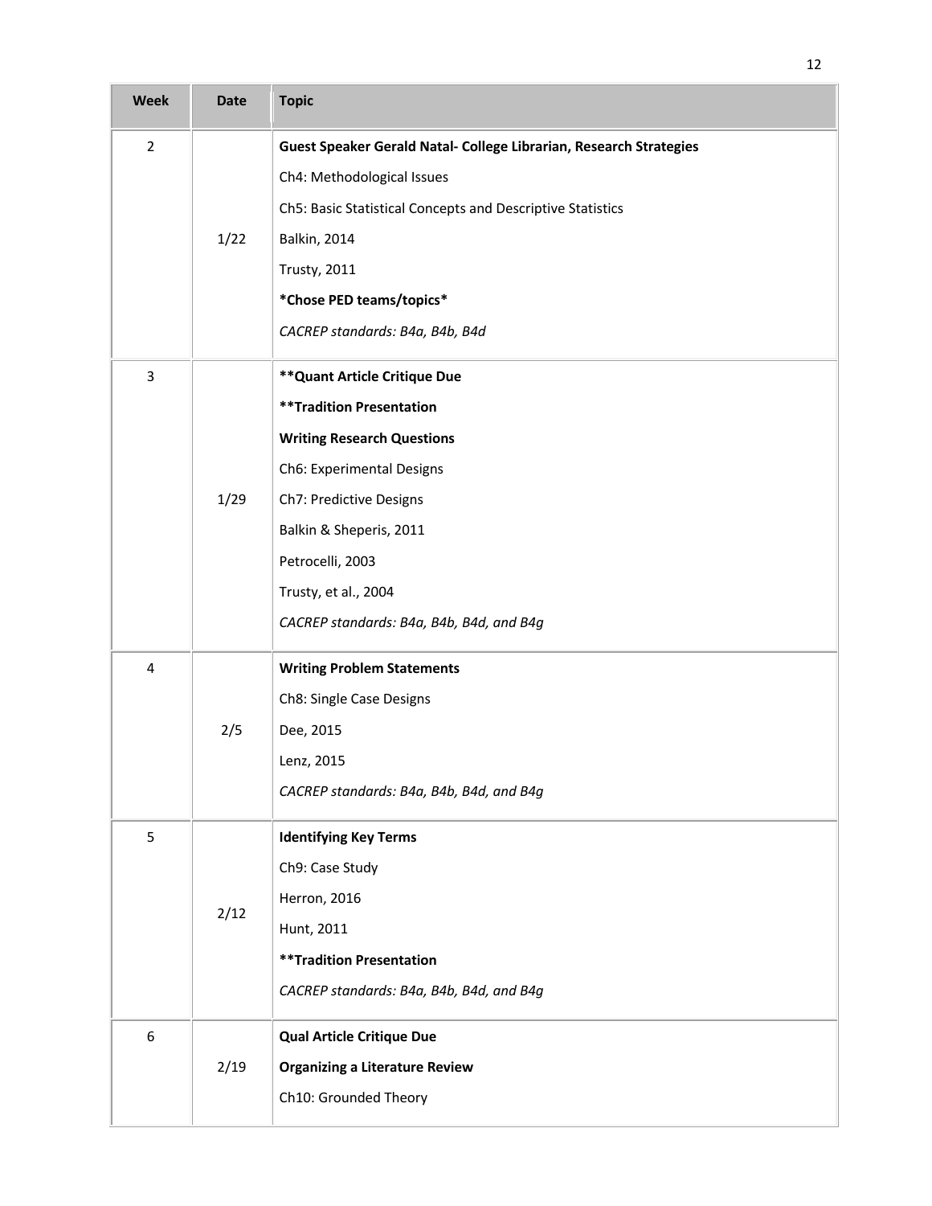| Week | Date | Topic |
|---|---|---|
| 2 | 1/22 | **Guest Speaker Gerald Natal- College Librarian, Research Strategies**<br>Ch4: Methodological Issues<br>Ch5: Basic Statistical Concepts and Descriptive Statistics<br>Balkin, 2014<br>Trusty, 2011<br>***Chose PED teams/topics***<br>*CACREP standards: B4a, B4b, B4d* |
| 3 | 1/29 | **\*\*Quant Article Critique Due**<br>**\*\*Tradition Presentation**<br>**Writing Research Questions**<br>Ch6: Experimental Designs<br>Ch7: Predictive Designs<br>Balkin & Sheperis, 2011<br>Petrocelli, 2003<br>Trusty, et al., 2004<br>*CACREP standards: B4a, B4b, B4d, and B4g* |
| 4 | 2/5 | **Writing Problem Statements**<br>Ch8: Single Case Designs<br>Dee, 2015<br>Lenz, 2015<br>*CACREP standards: B4a, B4b, B4d, and B4g* |
| 5 | 2/12 | **Identifying Key Terms**<br>Ch9: Case Study<br>Herron, 2016<br>Hunt, 2011<br>**\*\*Tradition Presentation**<br>*CACREP standards: B4a, B4b, B4d, and B4g* |
| 6 | 2/19 | **Qual Article Critique Due**<br>**Organizing a Literature Review**<br>Ch10: Grounded Theory |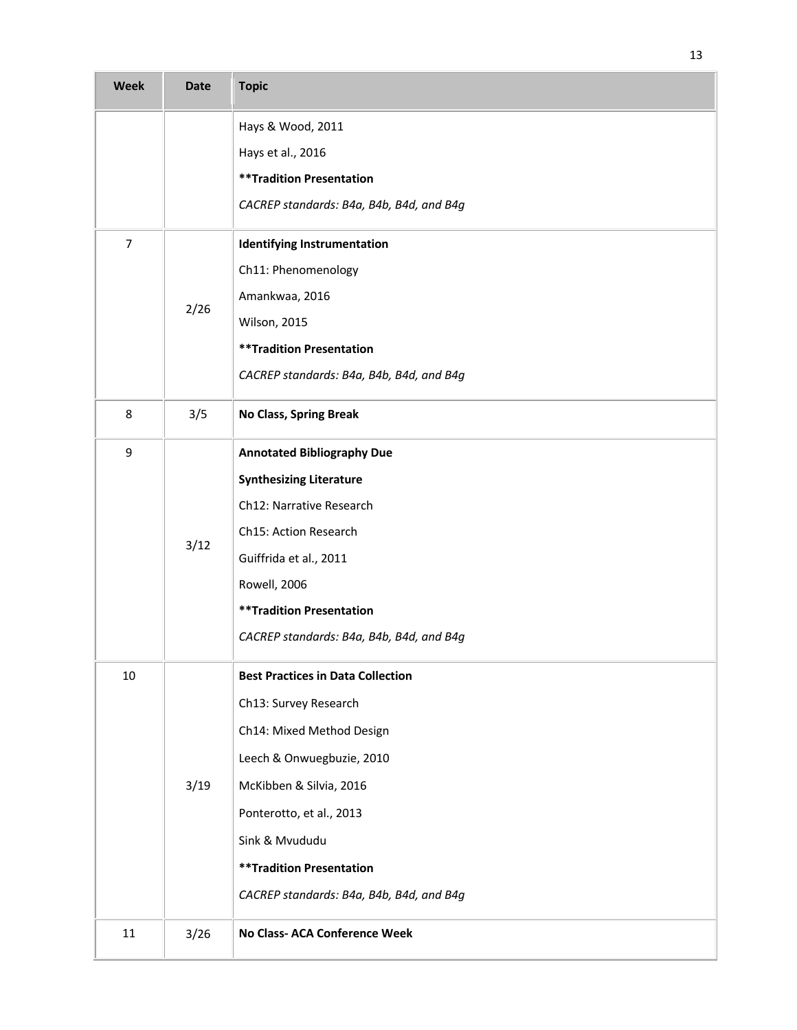| Week | Date | Topic |
|---|---|---|
| | | Hays & Wood, 2011<br>Hays et al., 2016<br>**\*\*Tradition Presentation**<br>*CACREP standards: B4a, B4b, B4d, and B4g* |
| 7 | 2/26 | **Identifying Instrumentation**<br>Ch11: Phenomenology<br>Amankwaa, 2016<br>Wilson, 2015<br>**\*\*Tradition Presentation**<br>*CACREP standards: B4a, B4b, B4d, and B4g* |
| 8 | 3/5 | **No Class, Spring Break** |
| 9 | 3/12 | **Annotated Bibliography Due**<br>**Synthesizing Literature**<br>Ch12: Narrative Research<br>Ch15: Action Research<br>Guiffrida et al., 2011<br>Rowell, 2006<br>**\*\*Tradition Presentation**<br>*CACREP standards: B4a, B4b, B4d, and B4g* |
| 10 | 3/19 | **Best Practices in Data Collection**<br>Ch13: Survey Research<br>Ch14: Mixed Method Design<br>Leech & Onwuegbuzie, 2010<br>McKibben & Silvia, 2016<br>Ponterotto, et al., 2013<br>Sink & Mvududu<br>**\*\*Tradition Presentation**<br>*CACREP standards: B4a, B4b, B4d, and B4g* |
| 11 | 3/26 | **No Class- ACA Conference Week** |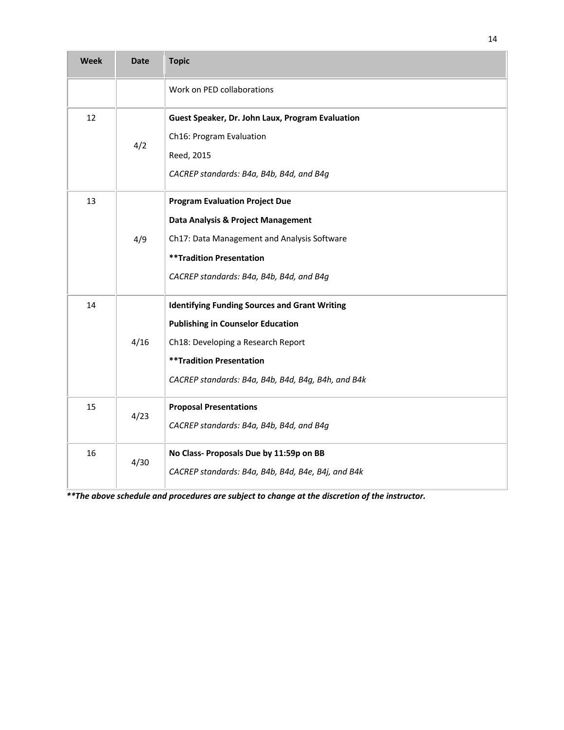| Week | Date | Topic |
|---|---|---|
| | | Work on PED collaborations |
| 12 | 4/2 | **Guest Speaker, Dr. John Laux, Program Evaluation**<br>Ch16: Program Evaluation<br>Reed, 2015<br>*CACREP standards: B4a, B4b, B4d, and B4g* |
| 13 | 4/9 | **Program Evaluation Project Due**<br>**Data Analysis & Project Management**<br>Ch17: Data Management and Analysis Software<br>****Tradition Presentation**<br>*CACREP standards: B4a, B4b, B4d, and B4g* |
| 14 | 4/16 | **Identifying Funding Sources and Grant Writing**<br>**Publishing in Counselor Education**<br>Ch18: Developing a Research Report<br>****Tradition Presentation**<br>*CACREP standards: B4a, B4b, B4d, B4g, B4h, and B4k* |
| 15 | 4/23 | **Proposal Presentations**<br>*CACREP standards: B4a, B4b, B4d, and B4g* |
| 16 | 4/30 | **No Class- Proposals Due by 11:59p on BB**<br>*CACREP standards: B4a, B4b, B4d, B4e, B4j, and B4k* |

***\*\*The above schedule and procedures are subject to change at the discretion of the instructor.***